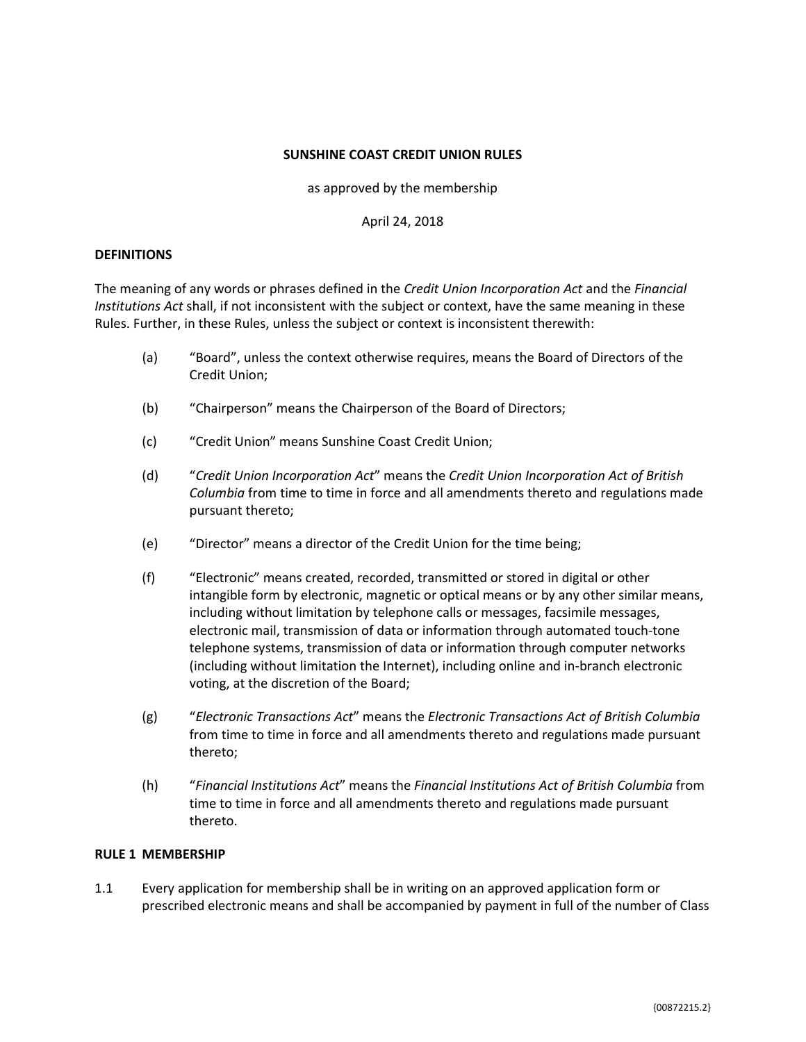**SUNSHINE COAST CREDIT UNION RULES**

as approved by the membership

April 24, 2018

**DEFINITIONS**

The meaning of any words or phrases defined in the *Credit Union Incorporation Act* and the *Financial Institutions Act* shall, if not inconsistent with the subject or context, have the same meaning in these Rules. Further, in these Rules, unless the subject or context is inconsistent therewith:

(a) "Board", unless the context otherwise requires, means the Board of Directors of the Credit Union;

(b) "Chairperson" means the Chairperson of the Board of Directors;

(c) "Credit Union" means Sunshine Coast Credit Union;

(d) "*Credit Union Incorporation Act*" means the *Credit Union Incorporation Act of British Columbia* from time to time in force and all amendments thereto and regulations made pursuant thereto;

(e) "Director" means a director of the Credit Union for the time being;

(f) "Electronic" means created, recorded, transmitted or stored in digital or other intangible form by electronic, magnetic or optical means or by any other similar means, including without limitation by telephone calls or messages, facsimile messages, electronic mail, transmission of data or information through automated touch-tone telephone systems, transmission of data or information through computer networks (including without limitation the Internet), including online and in-branch electronic voting, at the discretion of the Board;

(g) "*Electronic Transactions Act*" means the *Electronic Transactions Act of British Columbia* from time to time in force and all amendments thereto and regulations made pursuant thereto;

(h) "*Financial Institutions Act*" means the *Financial Institutions Act of British Columbia* from time to time in force and all amendments thereto and regulations made pursuant thereto.

**RULE 1 MEMBERSHIP**

1.1 Every application for membership shall be in writing on an approved application form or prescribed electronic means and shall be accompanied by payment in full of the number of Class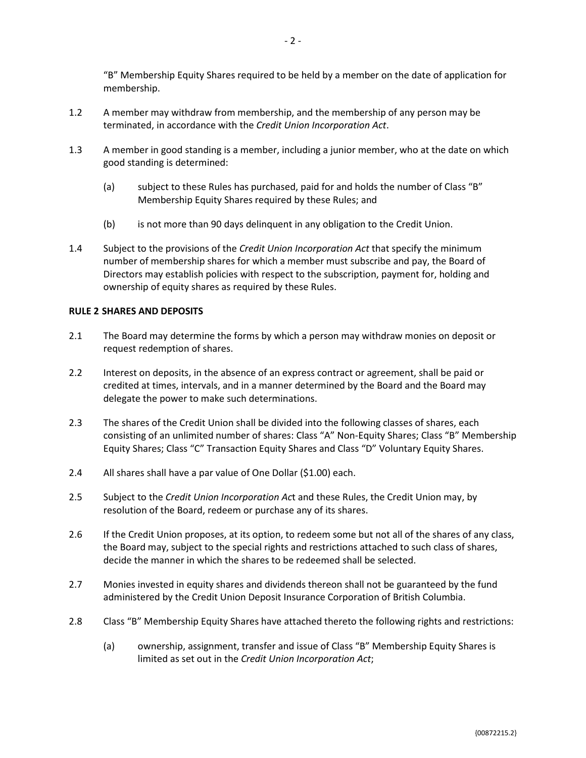"B" Membership Equity Shares required to be held by a member on the date of application for membership.

1.2 A member may withdraw from membership, and the membership of any person may be terminated, in accordance with the *Credit Union Incorporation Act*.

1.3 A member in good standing is a member, including a junior member, who at the date on which good standing is determined:

(a) subject to these Rules has purchased, paid for and holds the number of Class "B" Membership Equity Shares required by these Rules; and

(b) is not more than 90 days delinquent in any obligation to the Credit Union.

1.4 Subject to the provisions of the *Credit Union Incorporation Act* that specify the minimum number of membership shares for which a member must subscribe and pay, the Board of Directors may establish policies with respect to the subscription, payment for, holding and ownership of equity shares as required by these Rules.

**RULE 2 SHARES AND DEPOSITS**

2.1 The Board may determine the forms by which a person may withdraw monies on deposit or request redemption of shares.

2.2 Interest on deposits, in the absence of an express contract or agreement, shall be paid or credited at times, intervals, and in a manner determined by the Board and the Board may delegate the power to make such determinations.

2.3 The shares of the Credit Union shall be divided into the following classes of shares, each consisting of an unlimited number of shares: Class "A" Non-Equity Shares; Class "B" Membership Equity Shares; Class "C" Transaction Equity Shares and Class "D" Voluntary Equity Shares.

2.4 All shares shall have a par value of One Dollar ($1.00) each.

2.5 Subject to the *Credit Union Incorporation Act* and these Rules, the Credit Union may, by resolution of the Board, redeem or purchase any of its shares.

2.6 If the Credit Union proposes, at its option, to redeem some but not all of the shares of any class, the Board may, subject to the special rights and restrictions attached to such class of shares, decide the manner in which the shares to be redeemed shall be selected.

2.7 Monies invested in equity shares and dividends thereon shall not be guaranteed by the fund administered by the Credit Union Deposit Insurance Corporation of British Columbia.

2.8 Class "B" Membership Equity Shares have attached thereto the following rights and restrictions:

(a) ownership, assignment, transfer and issue of Class "B" Membership Equity Shares is limited as set out in the *Credit Union Incorporation Act*;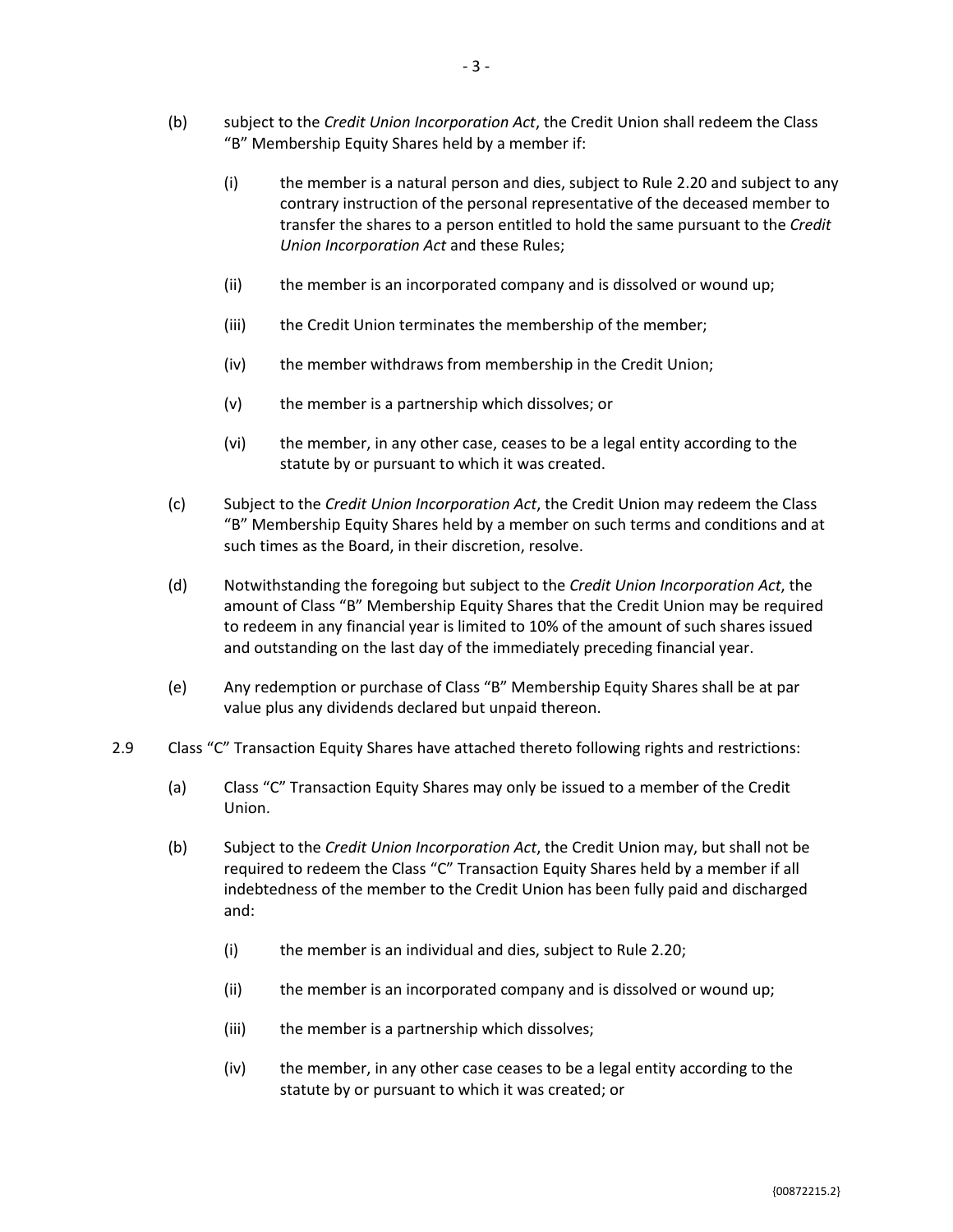(b) subject to the *Credit Union Incorporation Act*, the Credit Union shall redeem the Class "B" Membership Equity Shares held by a member if:

    (i) the member is a natural person and dies, subject to Rule 2.20 and subject to any contrary instruction of the personal representative of the deceased member to transfer the shares to a person entitled to hold the same pursuant to the *Credit Union Incorporation Act* and these Rules;

    (ii) the member is an incorporated company and is dissolved or wound up;

    (iii) the Credit Union terminates the membership of the member;

    (iv) the member withdraws from membership in the Credit Union;

    (v) the member is a partnership which dissolves; or

    (vi) the member, in any other case, ceases to be a legal entity according to the statute by or pursuant to which it was created.

(c) Subject to the *Credit Union Incorporation Act*, the Credit Union may redeem the Class "B" Membership Equity Shares held by a member on such terms and conditions and at such times as the Board, in their discretion, resolve.

(d) Notwithstanding the foregoing but subject to the *Credit Union Incorporation Act*, the amount of Class "B" Membership Equity Shares that the Credit Union may be required to redeem in any financial year is limited to 10% of the amount of such shares issued and outstanding on the last day of the immediately preceding financial year.

(e) Any redemption or purchase of Class "B" Membership Equity Shares shall be at par value plus any dividends declared but unpaid thereon.

2.9 Class "C" Transaction Equity Shares have attached thereto following rights and restrictions:

(a) Class "C" Transaction Equity Shares may only be issued to a member of the Credit Union.

(b) Subject to the *Credit Union Incorporation Act*, the Credit Union may, but shall not be required to redeem the Class "C" Transaction Equity Shares held by a member if all indebtedness of the member to the Credit Union has been fully paid and discharged and:

    (i) the member is an individual and dies, subject to Rule 2.20;

    (ii) the member is an incorporated company and is dissolved or wound up;

    (iii) the member is a partnership which dissolves;

    (iv) the member, in any other case ceases to be a legal entity according to the statute by or pursuant to which it was created; or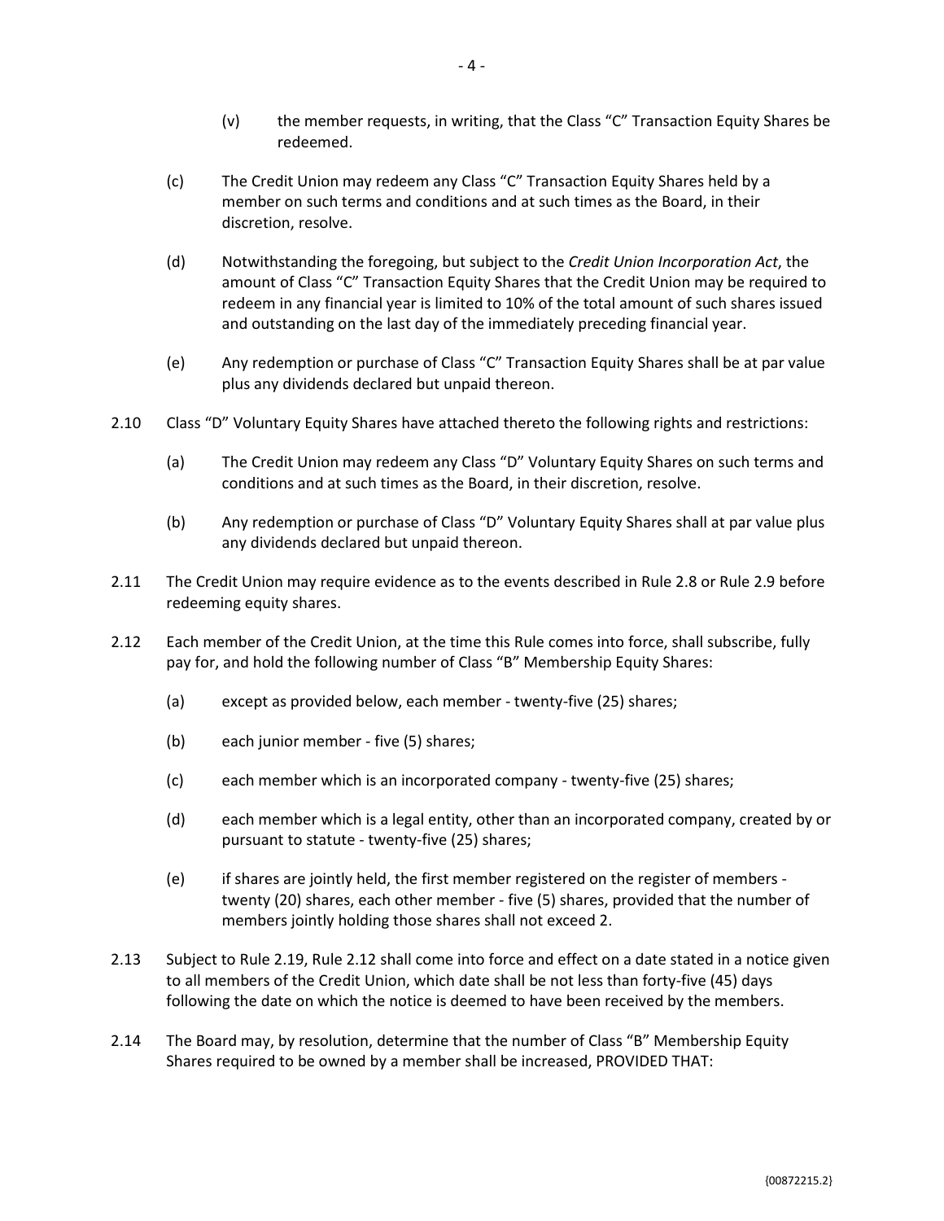(v) the member requests, in writing, that the Class "C" Transaction Equity Shares be redeemed.

(c) The Credit Union may redeem any Class "C" Transaction Equity Shares held by a member on such terms and conditions and at such times as the Board, in their discretion, resolve.

(d) Notwithstanding the foregoing, but subject to the *Credit Union Incorporation Act*, the amount of Class "C" Transaction Equity Shares that the Credit Union may be required to redeem in any financial year is limited to 10% of the total amount of such shares issued and outstanding on the last day of the immediately preceding financial year.

(e) Any redemption or purchase of Class "C" Transaction Equity Shares shall be at par value plus any dividends declared but unpaid thereon.

2.10 Class "D" Voluntary Equity Shares have attached thereto the following rights and restrictions:

(a) The Credit Union may redeem any Class "D" Voluntary Equity Shares on such terms and conditions and at such times as the Board, in their discretion, resolve.

(b) Any redemption or purchase of Class "D" Voluntary Equity Shares shall at par value plus any dividends declared but unpaid thereon.

2.11 The Credit Union may require evidence as to the events described in Rule 2.8 or Rule 2.9 before redeeming equity shares.

2.12 Each member of the Credit Union, at the time this Rule comes into force, shall subscribe, fully pay for, and hold the following number of Class "B" Membership Equity Shares:

(a) except as provided below, each member - twenty-five (25) shares;

(b) each junior member - five (5) shares;

(c) each member which is an incorporated company - twenty-five (25) shares;

(d) each member which is a legal entity, other than an incorporated company, created by or pursuant to statute - twenty-five (25) shares;

(e) if shares are jointly held, the first member registered on the register of members - twenty (20) shares, each other member - five (5) shares, provided that the number of members jointly holding those shares shall not exceed 2.

2.13 Subject to Rule 2.19, Rule 2.12 shall come into force and effect on a date stated in a notice given to all members of the Credit Union, which date shall be not less than forty-five (45) days following the date on which the notice is deemed to have been received by the members.

2.14 The Board may, by resolution, determine that the number of Class "B" Membership Equity Shares required to be owned by a member shall be increased, PROVIDED THAT: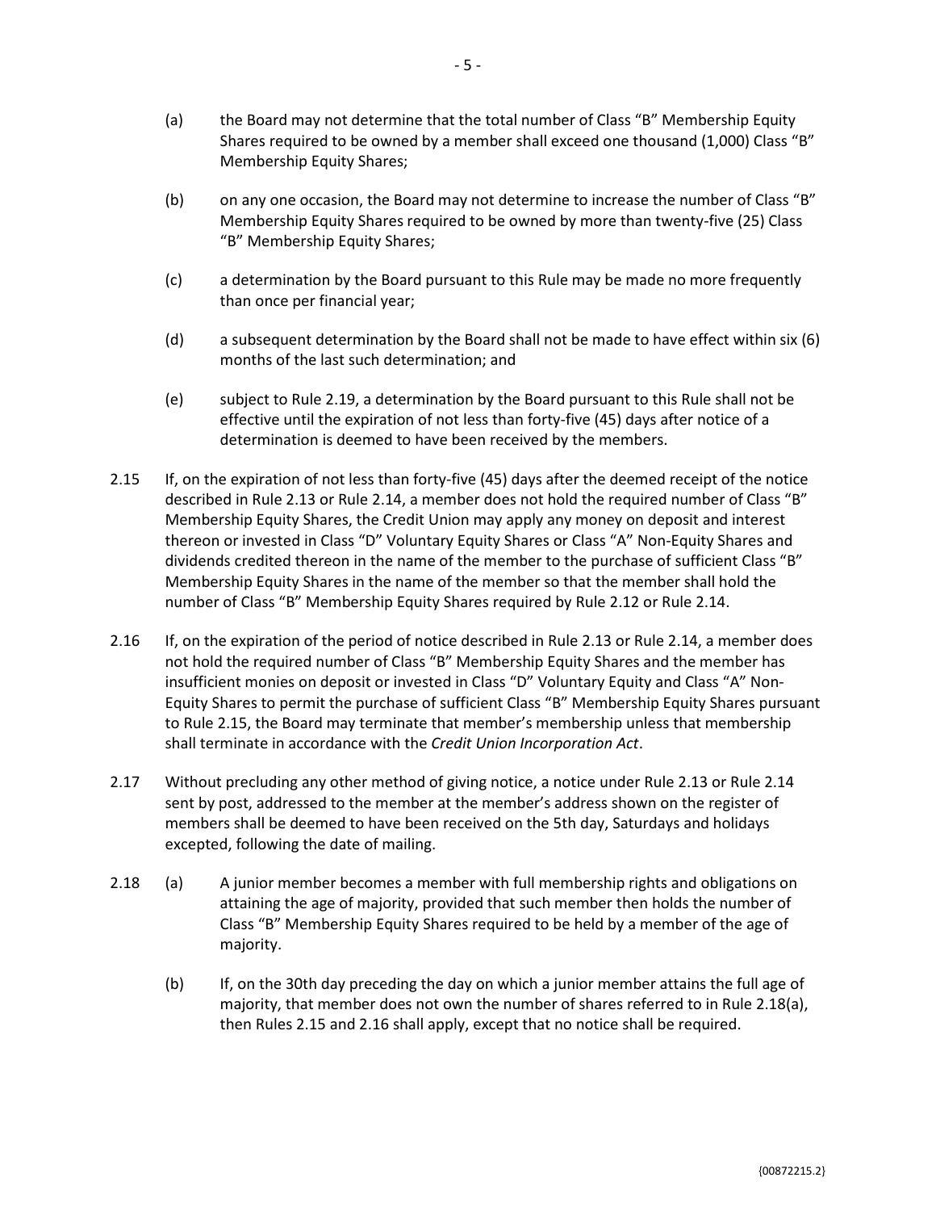(a) the Board may not determine that the total number of Class "B" Membership Equity Shares required to be owned by a member shall exceed one thousand (1,000) Class "B" Membership Equity Shares;

(b) on any one occasion, the Board may not determine to increase the number of Class "B" Membership Equity Shares required to be owned by more than twenty-five (25) Class "B" Membership Equity Shares;

(c) a determination by the Board pursuant to this Rule may be made no more frequently than once per financial year;

(d) a subsequent determination by the Board shall not be made to have effect within six (6) months of the last such determination; and

(e) subject to Rule 2.19, a determination by the Board pursuant to this Rule shall not be effective until the expiration of not less than forty-five (45) days after notice of a determination is deemed to have been received by the members.

2.15 If, on the expiration of not less than forty-five (45) days after the deemed receipt of the notice described in Rule 2.13 or Rule 2.14, a member does not hold the required number of Class "B" Membership Equity Shares, the Credit Union may apply any money on deposit and interest thereon or invested in Class "D" Voluntary Equity Shares or Class "A" Non-Equity Shares and dividends credited thereon in the name of the member to the purchase of sufficient Class "B" Membership Equity Shares in the name of the member so that the member shall hold the number of Class "B" Membership Equity Shares required by Rule 2.12 or Rule 2.14.

2.16 If, on the expiration of the period of notice described in Rule 2.13 or Rule 2.14, a member does not hold the required number of Class "B" Membership Equity Shares and the member has insufficient monies on deposit or invested in Class "D" Voluntary Equity and Class "A" Non-Equity Shares to permit the purchase of sufficient Class "B" Membership Equity Shares pursuant to Rule 2.15, the Board may terminate that member's membership unless that membership shall terminate in accordance with the *Credit Union Incorporation Act*.

2.17 Without precluding any other method of giving notice, a notice under Rule 2.13 or Rule 2.14 sent by post, addressed to the member at the member's address shown on the register of members shall be deemed to have been received on the 5th day, Saturdays and holidays excepted, following the date of mailing.

2.18 (a) A junior member becomes a member with full membership rights and obligations on attaining the age of majority, provided that such member then holds the number of Class "B" Membership Equity Shares required to be held by a member of the age of majority.

(b) If, on the 30th day preceding the day on which a junior member attains the full age of majority, that member does not own the number of shares referred to in Rule 2.18(a), then Rules 2.15 and 2.16 shall apply, except that no notice shall be required.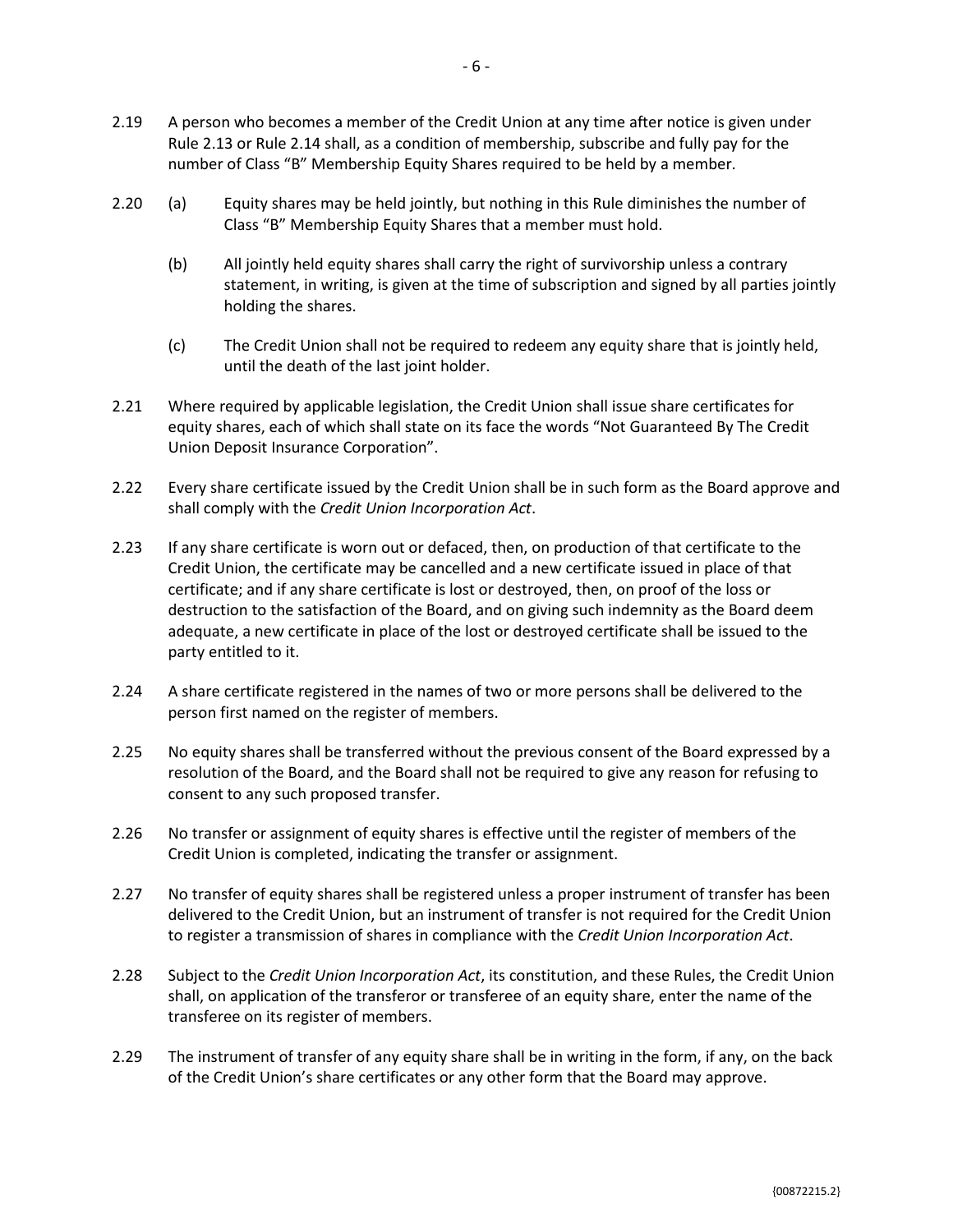2.19 A person who becomes a member of the Credit Union at any time after notice is given under Rule 2.13 or Rule 2.14 shall, as a condition of membership, subscribe and fully pay for the number of Class "B" Membership Equity Shares required to be held by a member.

2.20 (a) Equity shares may be held jointly, but nothing in this Rule diminishes the number of Class "B" Membership Equity Shares that a member must hold.

(b) All jointly held equity shares shall carry the right of survivorship unless a contrary statement, in writing, is given at the time of subscription and signed by all parties jointly holding the shares.

(c) The Credit Union shall not be required to redeem any equity share that is jointly held, until the death of the last joint holder.

2.21 Where required by applicable legislation, the Credit Union shall issue share certificates for equity shares, each of which shall state on its face the words "Not Guaranteed By The Credit Union Deposit Insurance Corporation".

2.22 Every share certificate issued by the Credit Union shall be in such form as the Board approve and shall comply with the *Credit Union Incorporation Act*.

2.23 If any share certificate is worn out or defaced, then, on production of that certificate to the Credit Union, the certificate may be cancelled and a new certificate issued in place of that certificate; and if any share certificate is lost or destroyed, then, on proof of the loss or destruction to the satisfaction of the Board, and on giving such indemnity as the Board deem adequate, a new certificate in place of the lost or destroyed certificate shall be issued to the party entitled to it.

2.24 A share certificate registered in the names of two or more persons shall be delivered to the person first named on the register of members.

2.25 No equity shares shall be transferred without the previous consent of the Board expressed by a resolution of the Board, and the Board shall not be required to give any reason for refusing to consent to any such proposed transfer.

2.26 No transfer or assignment of equity shares is effective until the register of members of the Credit Union is completed, indicating the transfer or assignment.

2.27 No transfer of equity shares shall be registered unless a proper instrument of transfer has been delivered to the Credit Union, but an instrument of transfer is not required for the Credit Union to register a transmission of shares in compliance with the *Credit Union Incorporation Act*.

2.28 Subject to the *Credit Union Incorporation Act*, its constitution, and these Rules, the Credit Union shall, on application of the transferor or transferee of an equity share, enter the name of the transferee on its register of members.

2.29 The instrument of transfer of any equity share shall be in writing in the form, if any, on the back of the Credit Union's share certificates or any other form that the Board may approve.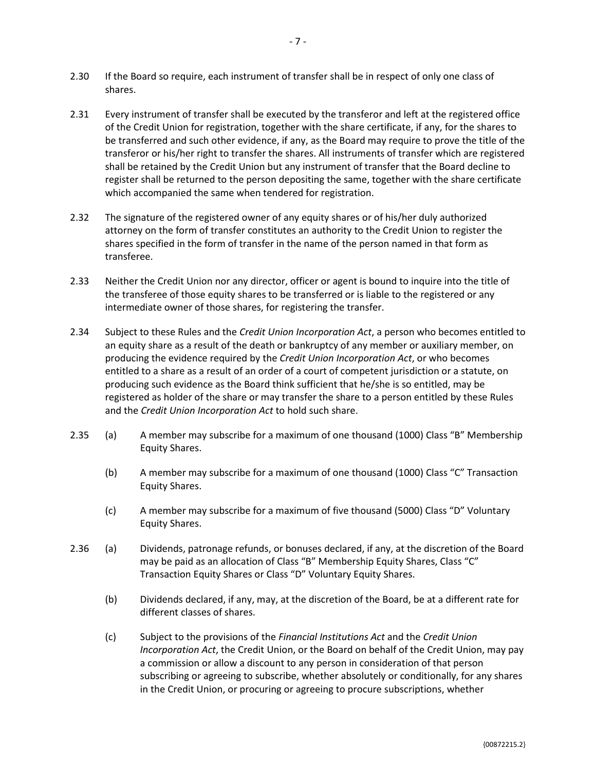2.30 If the Board so require, each instrument of transfer shall be in respect of only one class of shares.

2.31 Every instrument of transfer shall be executed by the transferor and left at the registered office of the Credit Union for registration, together with the share certificate, if any, for the shares to be transferred and such other evidence, if any, as the Board may require to prove the title of the transferor or his/her right to transfer the shares. All instruments of transfer which are registered shall be retained by the Credit Union but any instrument of transfer that the Board decline to register shall be returned to the person depositing the same, together with the share certificate which accompanied the same when tendered for registration.

2.32 The signature of the registered owner of any equity shares or of his/her duly authorized attorney on the form of transfer constitutes an authority to the Credit Union to register the shares specified in the form of transfer in the name of the person named in that form as transferee.

2.33 Neither the Credit Union nor any director, officer or agent is bound to inquire into the title of the transferee of those equity shares to be transferred or is liable to the registered or any intermediate owner of those shares, for registering the transfer.

2.34 Subject to these Rules and the *Credit Union Incorporation Act*, a person who becomes entitled to an equity share as a result of the death or bankruptcy of any member or auxiliary member, on producing the evidence required by the *Credit Union Incorporation Act*, or who becomes entitled to a share as a result of an order of a court of competent jurisdiction or a statute, on producing such evidence as the Board think sufficient that he/she is so entitled, may be registered as holder of the share or may transfer the share to a person entitled by these Rules and the *Credit Union Incorporation Act* to hold such share.

2.35 (a) A member may subscribe for a maximum of one thousand (1000) Class "B" Membership Equity Shares.

(b) A member may subscribe for a maximum of one thousand (1000) Class "C" Transaction Equity Shares.

(c) A member may subscribe for a maximum of five thousand (5000) Class "D" Voluntary Equity Shares.

2.36 (a) Dividends, patronage refunds, or bonuses declared, if any, at the discretion of the Board may be paid as an allocation of Class "B" Membership Equity Shares, Class "C" Transaction Equity Shares or Class "D" Voluntary Equity Shares.

(b) Dividends declared, if any, may, at the discretion of the Board, be at a different rate for different classes of shares.

(c) Subject to the provisions of the *Financial Institutions Act* and the *Credit Union Incorporation Act*, the Credit Union, or the Board on behalf of the Credit Union, may pay a commission or allow a discount to any person in consideration of that person subscribing or agreeing to subscribe, whether absolutely or conditionally, for any shares in the Credit Union, or procuring or agreeing to procure subscriptions, whether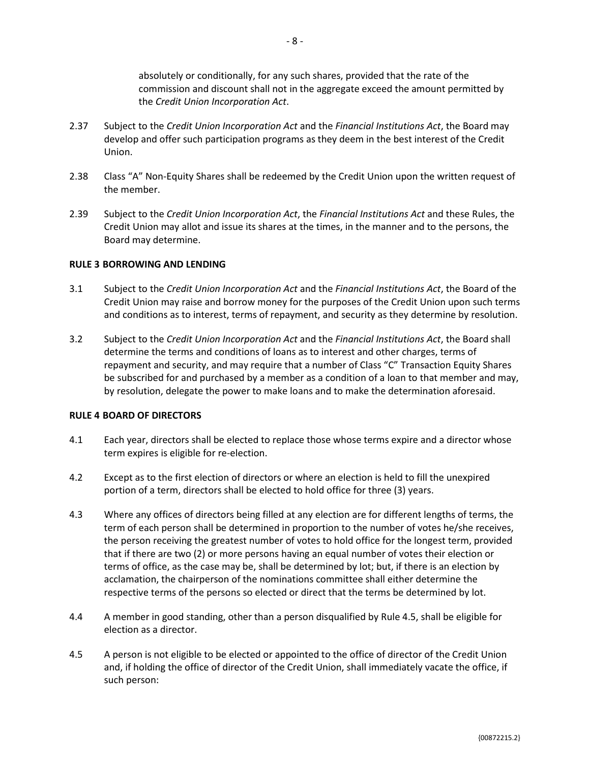absolutely or conditionally, for any such shares, provided that the rate of the commission and discount shall not in the aggregate exceed the amount permitted by the *Credit Union Incorporation Act*.

2.37 Subject to the *Credit Union Incorporation Act* and the *Financial Institutions Act*, the Board may develop and offer such participation programs as they deem in the best interest of the Credit Union.

2.38 Class "A" Non-Equity Shares shall be redeemed by the Credit Union upon the written request of the member.

2.39 Subject to the *Credit Union Incorporation Act*, the *Financial Institutions Act* and these Rules, the Credit Union may allot and issue its shares at the times, in the manner and to the persons, the Board may determine.

**RULE 3 BORROWING AND LENDING**

3.1 Subject to the *Credit Union Incorporation Act* and the *Financial Institutions Act*, the Board of the Credit Union may raise and borrow money for the purposes of the Credit Union upon such terms and conditions as to interest, terms of repayment, and security as they determine by resolution.

3.2 Subject to the *Credit Union Incorporation Act* and the *Financial Institutions Act*, the Board shall determine the terms and conditions of loans as to interest and other charges, terms of repayment and security, and may require that a number of Class "C" Transaction Equity Shares be subscribed for and purchased by a member as a condition of a loan to that member and may, by resolution, delegate the power to make loans and to make the determination aforesaid.

**RULE 4 BOARD OF DIRECTORS**

4.1 Each year, directors shall be elected to replace those whose terms expire and a director whose term expires is eligible for re-election.

4.2 Except as to the first election of directors or where an election is held to fill the unexpired portion of a term, directors shall be elected to hold office for three (3) years.

4.3 Where any offices of directors being filled at any election are for different lengths of terms, the term of each person shall be determined in proportion to the number of votes he/she receives, the person receiving the greatest number of votes to hold office for the longest term, provided that if there are two (2) or more persons having an equal number of votes their election or terms of office, as the case may be, shall be determined by lot; but, if there is an election by acclamation, the chairperson of the nominations committee shall either determine the respective terms of the persons so elected or direct that the terms be determined by lot.

4.4 A member in good standing, other than a person disqualified by Rule 4.5, shall be eligible for election as a director.

4.5 A person is not eligible to be elected or appointed to the office of director of the Credit Union and, if holding the office of director of the Credit Union, shall immediately vacate the office, if such person: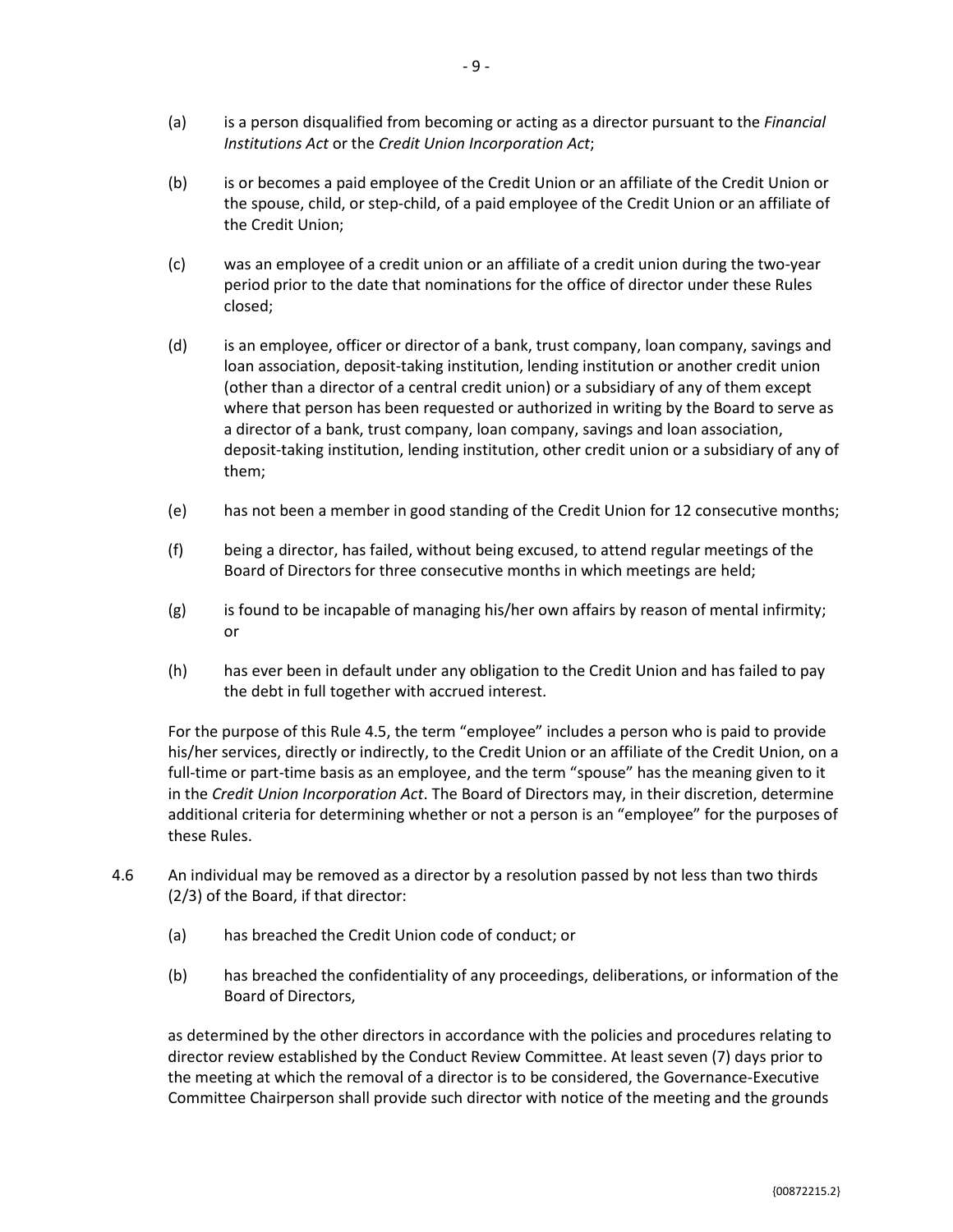(a) is a person disqualified from becoming or acting as a director pursuant to the *Financial Institutions Act* or the *Credit Union Incorporation Act*;

(b) is or becomes a paid employee of the Credit Union or an affiliate of the Credit Union or the spouse, child, or step-child, of a paid employee of the Credit Union or an affiliate of the Credit Union;

(c) was an employee of a credit union or an affiliate of a credit union during the two-year period prior to the date that nominations for the office of director under these Rules closed;

(d) is an employee, officer or director of a bank, trust company, loan company, savings and loan association, deposit-taking institution, lending institution or another credit union (other than a director of a central credit union) or a subsidiary of any of them except where that person has been requested or authorized in writing by the Board to serve as a director of a bank, trust company, loan company, savings and loan association, deposit-taking institution, lending institution, other credit union or a subsidiary of any of them;

(e) has not been a member in good standing of the Credit Union for 12 consecutive months;

(f) being a director, has failed, without being excused, to attend regular meetings of the Board of Directors for three consecutive months in which meetings are held;

(g) is found to be incapable of managing his/her own affairs by reason of mental infirmity; or

(h) has ever been in default under any obligation to the Credit Union and has failed to pay the debt in full together with accrued interest.

For the purpose of this Rule 4.5, the term "employee" includes a person who is paid to provide his/her services, directly or indirectly, to the Credit Union or an affiliate of the Credit Union, on a full-time or part-time basis as an employee, and the term "spouse" has the meaning given to it in the *Credit Union Incorporation Act*. The Board of Directors may, in their discretion, determine additional criteria for determining whether or not a person is an "employee" for the purposes of these Rules.

4.6 An individual may be removed as a director by a resolution passed by not less than two thirds (2/3) of the Board, if that director:

(a) has breached the Credit Union code of conduct; or

(b) has breached the confidentiality of any proceedings, deliberations, or information of the Board of Directors,

as determined by the other directors in accordance with the policies and procedures relating to director review established by the Conduct Review Committee. At least seven (7) days prior to the meeting at which the removal of a director is to be considered, the Governance-Executive Committee Chairperson shall provide such director with notice of the meeting and the grounds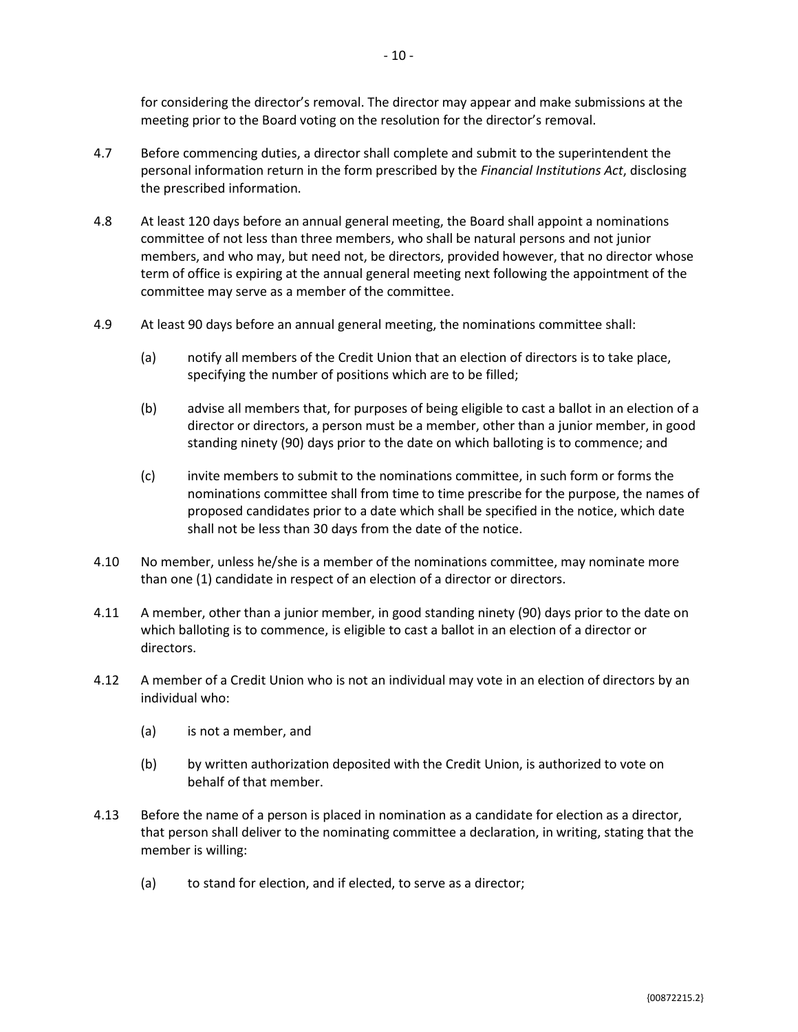for considering the director's removal. The director may appear and make submissions at the meeting prior to the Board voting on the resolution for the director's removal.

4.7 Before commencing duties, a director shall complete and submit to the superintendent the personal information return in the form prescribed by the *Financial Institutions Act*, disclosing the prescribed information.

4.8 At least 120 days before an annual general meeting, the Board shall appoint a nominations committee of not less than three members, who shall be natural persons and not junior members, and who may, but need not, be directors, provided however, that no director whose term of office is expiring at the annual general meeting next following the appointment of the committee may serve as a member of the committee.

4.9 At least 90 days before an annual general meeting, the nominations committee shall:

(a) notify all members of the Credit Union that an election of directors is to take place, specifying the number of positions which are to be filled;

(b) advise all members that, for purposes of being eligible to cast a ballot in an election of a director or directors, a person must be a member, other than a junior member, in good standing ninety (90) days prior to the date on which balloting is to commence; and

(c) invite members to submit to the nominations committee, in such form or forms the nominations committee shall from time to time prescribe for the purpose, the names of proposed candidates prior to a date which shall be specified in the notice, which date shall not be less than 30 days from the date of the notice.

4.10 No member, unless he/she is a member of the nominations committee, may nominate more than one (1) candidate in respect of an election of a director or directors.

4.11 A member, other than a junior member, in good standing ninety (90) days prior to the date on which balloting is to commence, is eligible to cast a ballot in an election of a director or directors.

4.12 A member of a Credit Union who is not an individual may vote in an election of directors by an individual who:

(a) is not a member, and

(b) by written authorization deposited with the Credit Union, is authorized to vote on behalf of that member.

4.13 Before the name of a person is placed in nomination as a candidate for election as a director, that person shall deliver to the nominating committee a declaration, in writing, stating that the member is willing:

(a) to stand for election, and if elected, to serve as a director;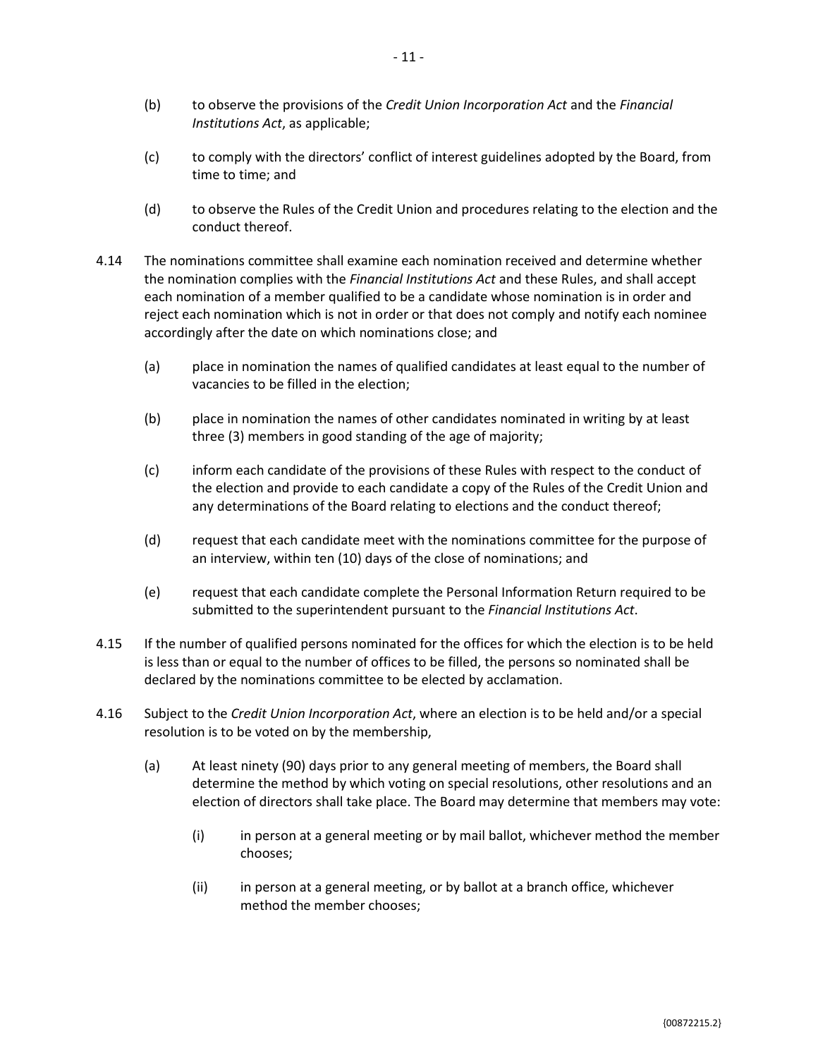(b) to observe the provisions of the *Credit Union Incorporation Act* and the *Financial Institutions Act*, as applicable;

(c) to comply with the directors' conflict of interest guidelines adopted by the Board, from time to time; and

(d) to observe the Rules of the Credit Union and procedures relating to the election and the conduct thereof.

4.14 The nominations committee shall examine each nomination received and determine whether the nomination complies with the *Financial Institutions Act* and these Rules, and shall accept each nomination of a member qualified to be a candidate whose nomination is in order and reject each nomination which is not in order or that does not comply and notify each nominee accordingly after the date on which nominations close; and

(a) place in nomination the names of qualified candidates at least equal to the number of vacancies to be filled in the election;

(b) place in nomination the names of other candidates nominated in writing by at least three (3) members in good standing of the age of majority;

(c) inform each candidate of the provisions of these Rules with respect to the conduct of the election and provide to each candidate a copy of the Rules of the Credit Union and any determinations of the Board relating to elections and the conduct thereof;

(d) request that each candidate meet with the nominations committee for the purpose of an interview, within ten (10) days of the close of nominations; and

(e) request that each candidate complete the Personal Information Return required to be submitted to the superintendent pursuant to the *Financial Institutions Act*.

4.15 If the number of qualified persons nominated for the offices for which the election is to be held is less than or equal to the number of offices to be filled, the persons so nominated shall be declared by the nominations committee to be elected by acclamation.

4.16 Subject to the *Credit Union Incorporation Act*, where an election is to be held and/or a special resolution is to be voted on by the membership,

(a) At least ninety (90) days prior to any general meeting of members, the Board shall determine the method by which voting on special resolutions, other resolutions and an election of directors shall take place. The Board may determine that members may vote:

(i) in person at a general meeting or by mail ballot, whichever method the member chooses;

(ii) in person at a general meeting, or by ballot at a branch office, whichever method the member chooses;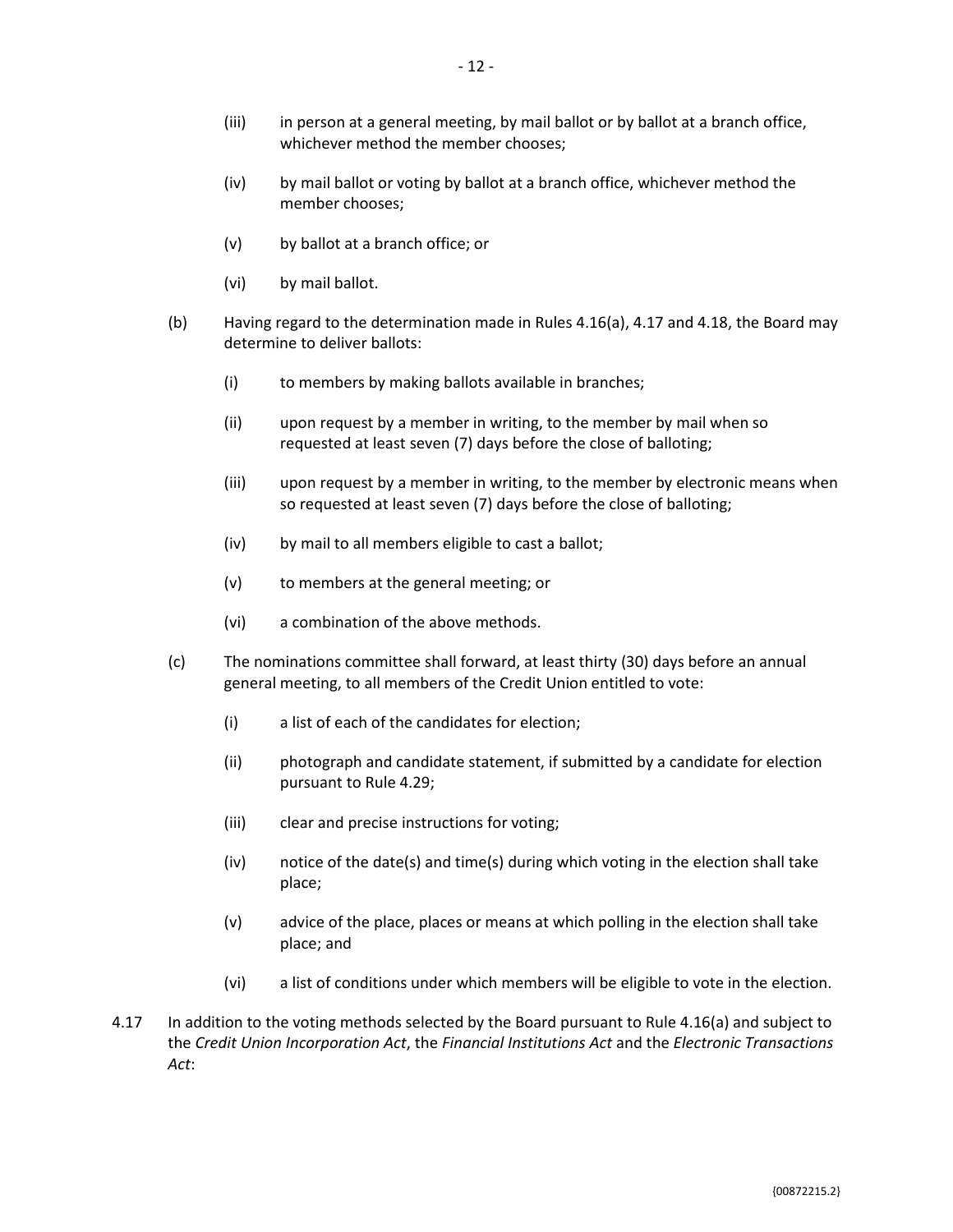(iii) in person at a general meeting, by mail ballot or by ballot at a branch office, whichever method the member chooses;

(iv) by mail ballot or voting by ballot at a branch office, whichever method the member chooses;

(v) by ballot at a branch office; or

(vi) by mail ballot.

(b) Having regard to the determination made in Rules 4.16(a), 4.17 and 4.18, the Board may determine to deliver ballots:

(i) to members by making ballots available in branches;

(ii) upon request by a member in writing, to the member by mail when so requested at least seven (7) days before the close of balloting;

(iii) upon request by a member in writing, to the member by electronic means when so requested at least seven (7) days before the close of balloting;

(iv) by mail to all members eligible to cast a ballot;

(v) to members at the general meeting; or

(vi) a combination of the above methods.

(c) The nominations committee shall forward, at least thirty (30) days before an annual general meeting, to all members of the Credit Union entitled to vote:

(i) a list of each of the candidates for election;

(ii) photograph and candidate statement, if submitted by a candidate for election pursuant to Rule 4.29;

(iii) clear and precise instructions for voting;

(iv) notice of the date(s) and time(s) during which voting in the election shall take place;

(v) advice of the place, places or means at which polling in the election shall take place; and

(vi) a list of conditions under which members will be eligible to vote in the election.

4.17 In addition to the voting methods selected by the Board pursuant to Rule 4.16(a) and subject to the *Credit Union Incorporation Act*, the *Financial Institutions Act* and the *Electronic Transactions Act*: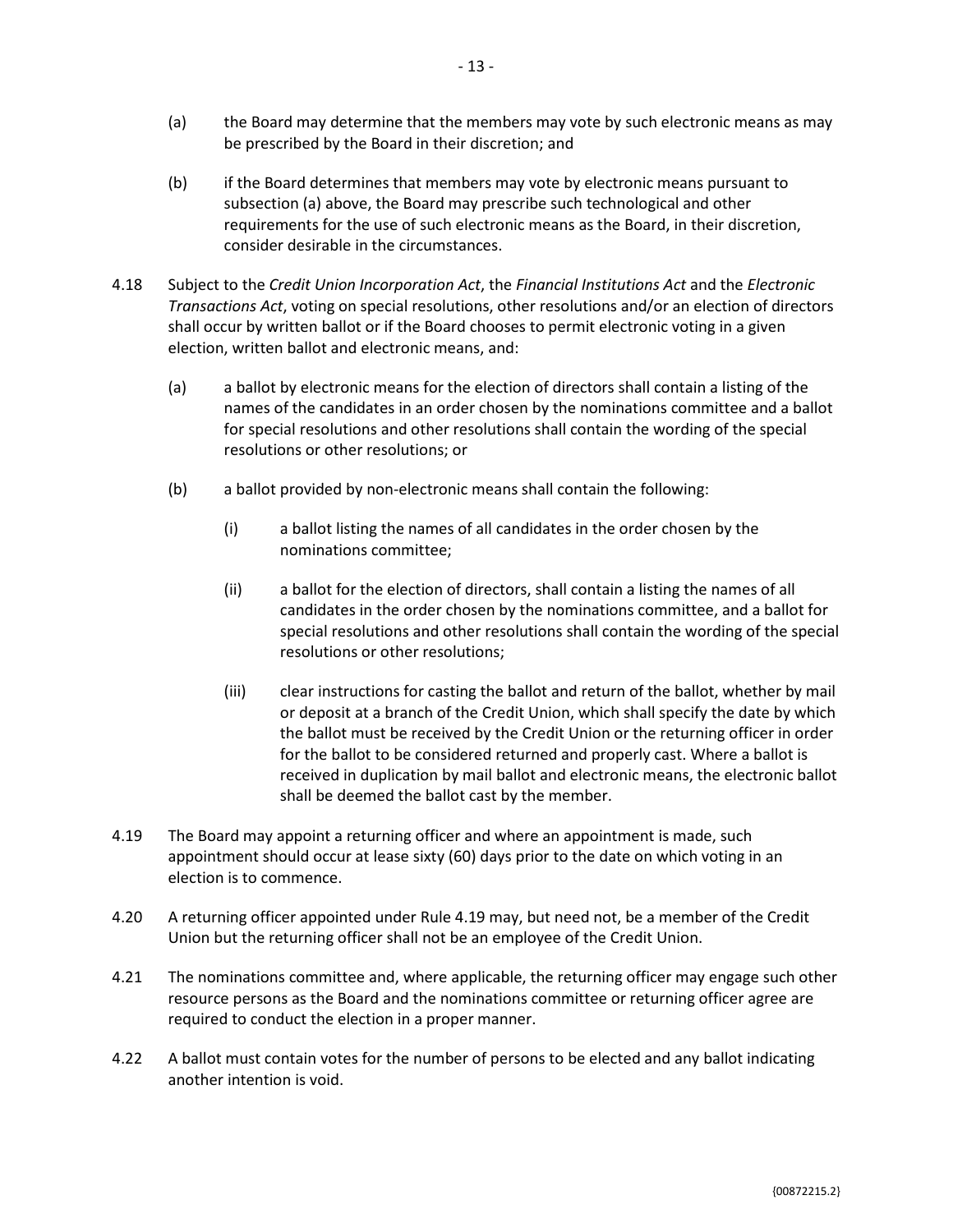(a) the Board may determine that the members may vote by such electronic means as may be prescribed by the Board in their discretion; and

(b) if the Board determines that members may vote by electronic means pursuant to subsection (a) above, the Board may prescribe such technological and other requirements for the use of such electronic means as the Board, in their discretion, consider desirable in the circumstances.

4.18 Subject to the *Credit Union Incorporation Act*, the *Financial Institutions Act* and the *Electronic Transactions Act*, voting on special resolutions, other resolutions and/or an election of directors shall occur by written ballot or if the Board chooses to permit electronic voting in a given election, written ballot and electronic means, and:

(a) a ballot by electronic means for the election of directors shall contain a listing of the names of the candidates in an order chosen by the nominations committee and a ballot for special resolutions and other resolutions shall contain the wording of the special resolutions or other resolutions; or

(b) a ballot provided by non-electronic means shall contain the following:

(i) a ballot listing the names of all candidates in the order chosen by the nominations committee;

(ii) a ballot for the election of directors, shall contain a listing the names of all candidates in the order chosen by the nominations committee, and a ballot for special resolutions and other resolutions shall contain the wording of the special resolutions or other resolutions;

(iii) clear instructions for casting the ballot and return of the ballot, whether by mail or deposit at a branch of the Credit Union, which shall specify the date by which the ballot must be received by the Credit Union or the returning officer in order for the ballot to be considered returned and properly cast. Where a ballot is received in duplication by mail ballot and electronic means, the electronic ballot shall be deemed the ballot cast by the member.

4.19 The Board may appoint a returning officer and where an appointment is made, such appointment should occur at lease sixty (60) days prior to the date on which voting in an election is to commence.

4.20 A returning officer appointed under Rule 4.19 may, but need not, be a member of the Credit Union but the returning officer shall not be an employee of the Credit Union.

4.21 The nominations committee and, where applicable, the returning officer may engage such other resource persons as the Board and the nominations committee or returning officer agree are required to conduct the election in a proper manner.

4.22 A ballot must contain votes for the number of persons to be elected and any ballot indicating another intention is void.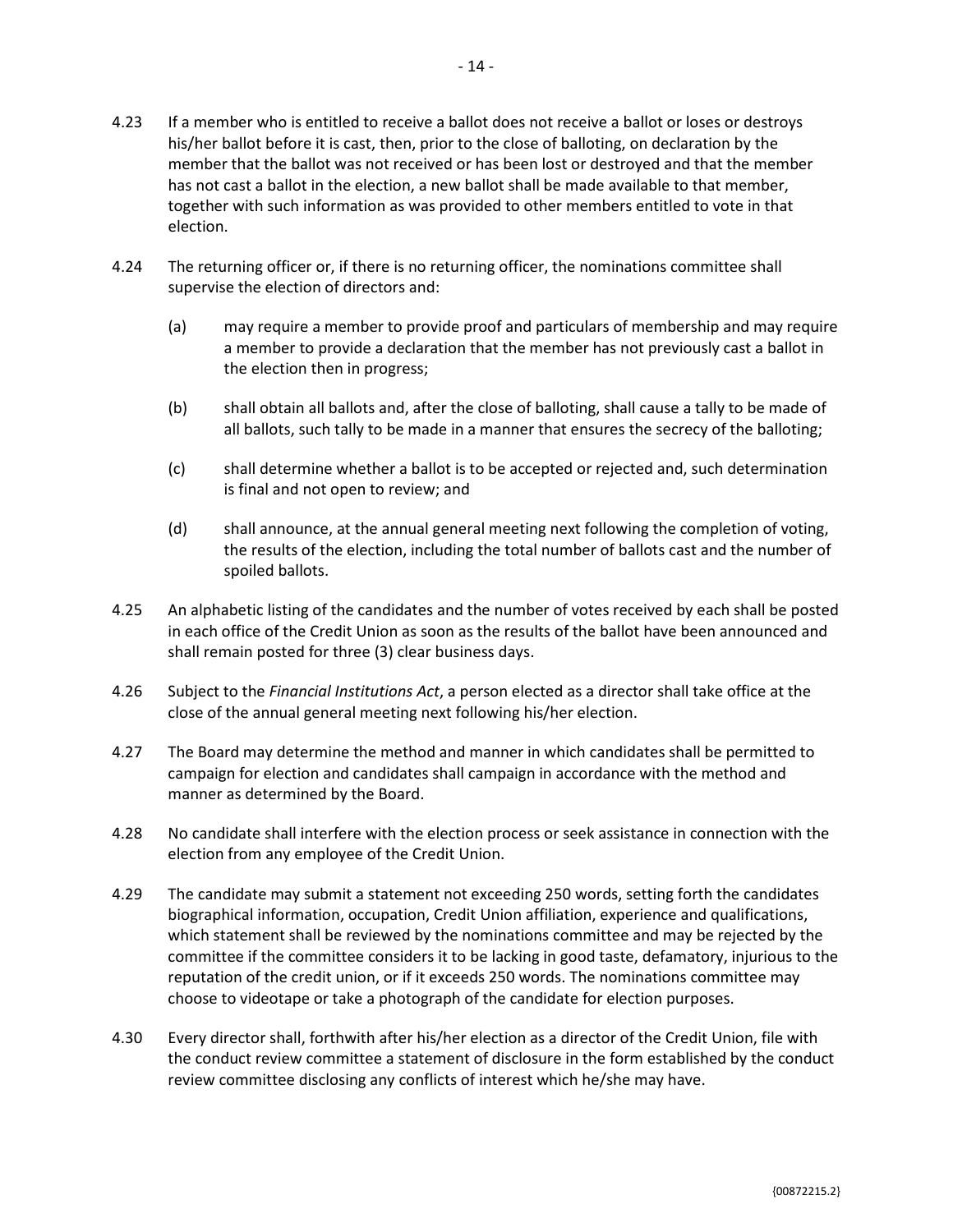4.23 If a member who is entitled to receive a ballot does not receive a ballot or loses or destroys his/her ballot before it is cast, then, prior to the close of balloting, on declaration by the member that the ballot was not received or has been lost or destroyed and that the member has not cast a ballot in the election, a new ballot shall be made available to that member, together with such information as was provided to other members entitled to vote in that election.

4.24 The returning officer or, if there is no returning officer, the nominations committee shall supervise the election of directors and:

(a) may require a member to provide proof and particulars of membership and may require a member to provide a declaration that the member has not previously cast a ballot in the election then in progress;

(b) shall obtain all ballots and, after the close of balloting, shall cause a tally to be made of all ballots, such tally to be made in a manner that ensures the secrecy of the balloting;

(c) shall determine whether a ballot is to be accepted or rejected and, such determination is final and not open to review; and

(d) shall announce, at the annual general meeting next following the completion of voting, the results of the election, including the total number of ballots cast and the number of spoiled ballots.

4.25 An alphabetic listing of the candidates and the number of votes received by each shall be posted in each office of the Credit Union as soon as the results of the ballot have been announced and shall remain posted for three (3) clear business days.

4.26 Subject to the *Financial Institutions Act*, a person elected as a director shall take office at the close of the annual general meeting next following his/her election.

4.27 The Board may determine the method and manner in which candidates shall be permitted to campaign for election and candidates shall campaign in accordance with the method and manner as determined by the Board.

4.28 No candidate shall interfere with the election process or seek assistance in connection with the election from any employee of the Credit Union.

4.29 The candidate may submit a statement not exceeding 250 words, setting forth the candidates biographical information, occupation, Credit Union affiliation, experience and qualifications, which statement shall be reviewed by the nominations committee and may be rejected by the committee if the committee considers it to be lacking in good taste, defamatory, injurious to the reputation of the credit union, or if it exceeds 250 words. The nominations committee may choose to videotape or take a photograph of the candidate for election purposes.

4.30 Every director shall, forthwith after his/her election as a director of the Credit Union, file with the conduct review committee a statement of disclosure in the form established by the conduct review committee disclosing any conflicts of interest which he/she may have.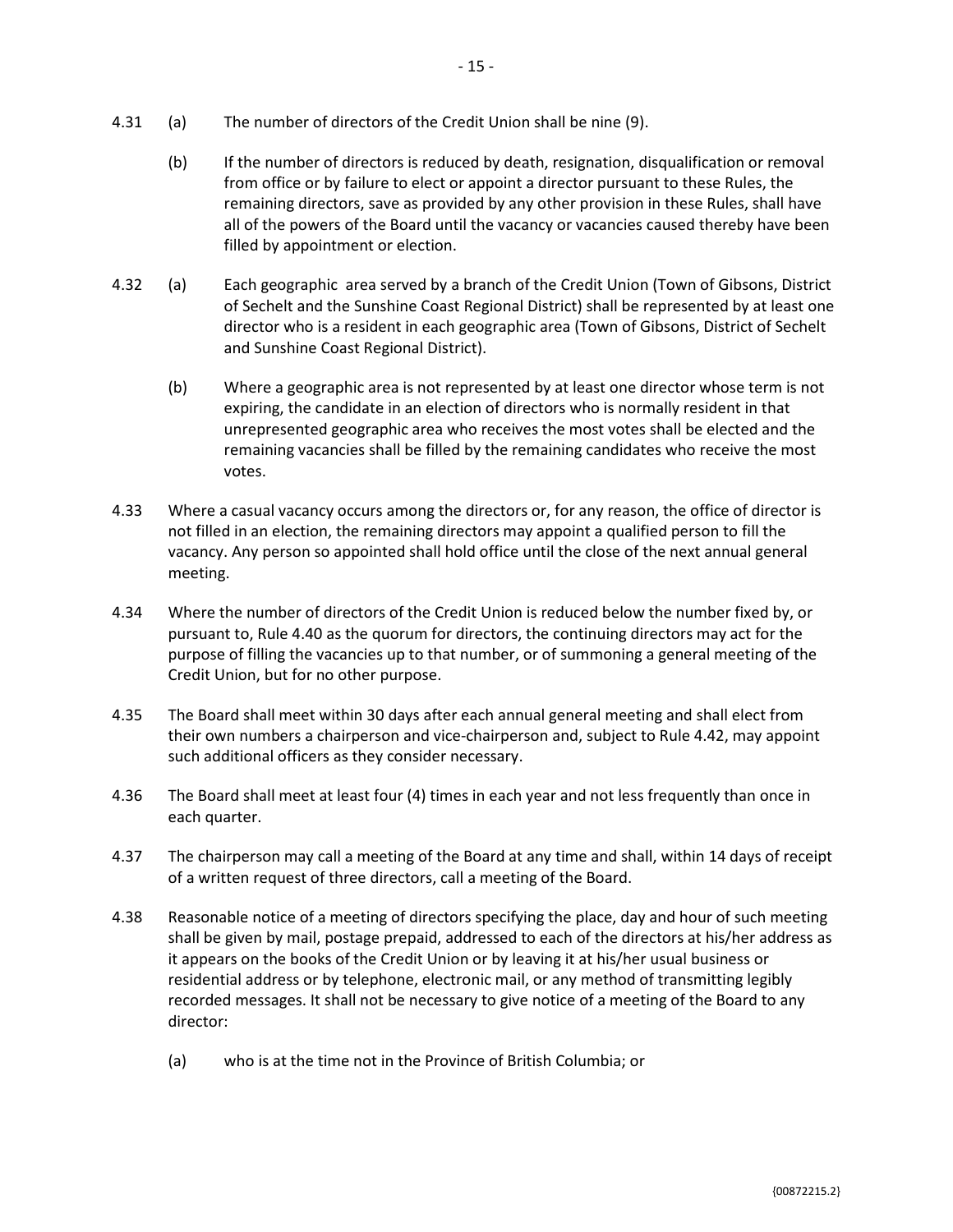4.31 (a) The number of directors of the Credit Union shall be nine (9).

(b) If the number of directors is reduced by death, resignation, disqualification or removal from office or by failure to elect or appoint a director pursuant to these Rules, the remaining directors, save as provided by any other provision in these Rules, shall have all of the powers of the Board until the vacancy or vacancies caused thereby have been filled by appointment or election.

4.32 (a) Each geographic area served by a branch of the Credit Union (Town of Gibsons, District of Sechelt and the Sunshine Coast Regional District) shall be represented by at least one director who is a resident in each geographic area (Town of Gibsons, District of Sechelt and Sunshine Coast Regional District).

(b) Where a geographic area is not represented by at least one director whose term is not expiring, the candidate in an election of directors who is normally resident in that unrepresented geographic area who receives the most votes shall be elected and the remaining vacancies shall be filled by the remaining candidates who receive the most votes.

4.33 Where a casual vacancy occurs among the directors or, for any reason, the office of director is not filled in an election, the remaining directors may appoint a qualified person to fill the vacancy. Any person so appointed shall hold office until the close of the next annual general meeting.

4.34 Where the number of directors of the Credit Union is reduced below the number fixed by, or pursuant to, Rule 4.40 as the quorum for directors, the continuing directors may act for the purpose of filling the vacancies up to that number, or of summoning a general meeting of the Credit Union, but for no other purpose.

4.35 The Board shall meet within 30 days after each annual general meeting and shall elect from their own numbers a chairperson and vice-chairperson and, subject to Rule 4.42, may appoint such additional officers as they consider necessary.

4.36 The Board shall meet at least four (4) times in each year and not less frequently than once in each quarter.

4.37 The chairperson may call a meeting of the Board at any time and shall, within 14 days of receipt of a written request of three directors, call a meeting of the Board.

4.38 Reasonable notice of a meeting of directors specifying the place, day and hour of such meeting shall be given by mail, postage prepaid, addressed to each of the directors at his/her address as it appears on the books of the Credit Union or by leaving it at his/her usual business or residential address or by telephone, electronic mail, or any method of transmitting legibly recorded messages. It shall not be necessary to give notice of a meeting of the Board to any director:

(a) who is at the time not in the Province of British Columbia; or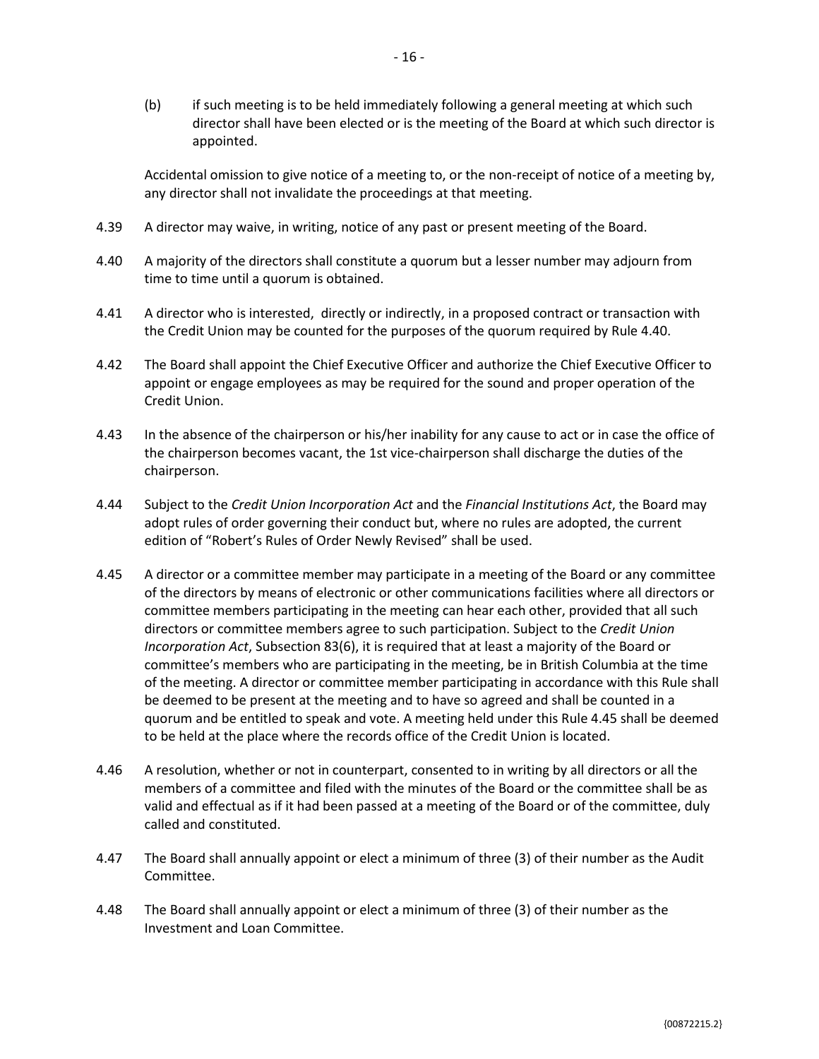(b) if such meeting is to be held immediately following a general meeting at which such director shall have been elected or is the meeting of the Board at which such director is appointed.

Accidental omission to give notice of a meeting to, or the non-receipt of notice of a meeting by, any director shall not invalidate the proceedings at that meeting.

4.39 A director may waive, in writing, notice of any past or present meeting of the Board.

4.40 A majority of the directors shall constitute a quorum but a lesser number may adjourn from time to time until a quorum is obtained.

4.41 A director who is interested, directly or indirectly, in a proposed contract or transaction with the Credit Union may be counted for the purposes of the quorum required by Rule 4.40.

4.42 The Board shall appoint the Chief Executive Officer and authorize the Chief Executive Officer to appoint or engage employees as may be required for the sound and proper operation of the Credit Union.

4.43 In the absence of the chairperson or his/her inability for any cause to act or in case the office of the chairperson becomes vacant, the 1st vice-chairperson shall discharge the duties of the chairperson.

4.44 Subject to the *Credit Union Incorporation Act* and the *Financial Institutions Act*, the Board may adopt rules of order governing their conduct but, where no rules are adopted, the current edition of "Robert's Rules of Order Newly Revised" shall be used.

4.45 A director or a committee member may participate in a meeting of the Board or any committee of the directors by means of electronic or other communications facilities where all directors or committee members participating in the meeting can hear each other, provided that all such directors or committee members agree to such participation. Subject to the *Credit Union Incorporation Act*, Subsection 83(6), it is required that at least a majority of the Board or committee's members who are participating in the meeting, be in British Columbia at the time of the meeting. A director or committee member participating in accordance with this Rule shall be deemed to be present at the meeting and to have so agreed and shall be counted in a quorum and be entitled to speak and vote. A meeting held under this Rule 4.45 shall be deemed to be held at the place where the records office of the Credit Union is located.

4.46 A resolution, whether or not in counterpart, consented to in writing by all directors or all the members of a committee and filed with the minutes of the Board or the committee shall be as valid and effectual as if it had been passed at a meeting of the Board or of the committee, duly called and constituted.

4.47 The Board shall annually appoint or elect a minimum of three (3) of their number as the Audit Committee.

4.48 The Board shall annually appoint or elect a minimum of three (3) of their number as the Investment and Loan Committee.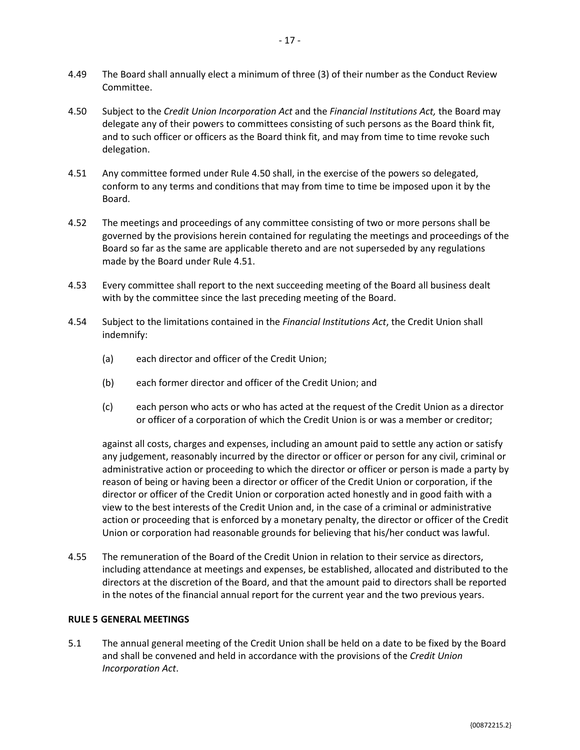4.49 The Board shall annually elect a minimum of three (3) of their number as the Conduct Review Committee.

4.50 Subject to the *Credit Union Incorporation Act* and the *Financial Institutions Act,* the Board may delegate any of their powers to committees consisting of such persons as the Board think fit, and to such officer or officers as the Board think fit, and may from time to time revoke such delegation.

4.51 Any committee formed under Rule 4.50 shall, in the exercise of the powers so delegated, conform to any terms and conditions that may from time to time be imposed upon it by the Board.

4.52 The meetings and proceedings of any committee consisting of two or more persons shall be governed by the provisions herein contained for regulating the meetings and proceedings of the Board so far as the same are applicable thereto and are not superseded by any regulations made by the Board under Rule 4.51.

4.53 Every committee shall report to the next succeeding meeting of the Board all business dealt with by the committee since the last preceding meeting of the Board.

4.54 Subject to the limitations contained in the *Financial Institutions Act*, the Credit Union shall indemnify:

(a) each director and officer of the Credit Union;

(b) each former director and officer of the Credit Union; and

(c) each person who acts or who has acted at the request of the Credit Union as a director or officer of a corporation of which the Credit Union is or was a member or creditor;

against all costs, charges and expenses, including an amount paid to settle any action or satisfy any judgement, reasonably incurred by the director or officer or person for any civil, criminal or administrative action or proceeding to which the director or officer or person is made a party by reason of being or having been a director or officer of the Credit Union or corporation, if the director or officer of the Credit Union or corporation acted honestly and in good faith with a view to the best interests of the Credit Union and, in the case of a criminal or administrative action or proceeding that is enforced by a monetary penalty, the director or officer of the Credit Union or corporation had reasonable grounds for believing that his/her conduct was lawful.

4.55 The remuneration of the Board of the Credit Union in relation to their service as directors, including attendance at meetings and expenses, be established, allocated and distributed to the directors at the discretion of the Board, and that the amount paid to directors shall be reported in the notes of the financial annual report for the current year and the two previous years.

**RULE 5 GENERAL MEETINGS**

5.1 The annual general meeting of the Credit Union shall be held on a date to be fixed by the Board and shall be convened and held in accordance with the provisions of the *Credit Union Incorporation Act*.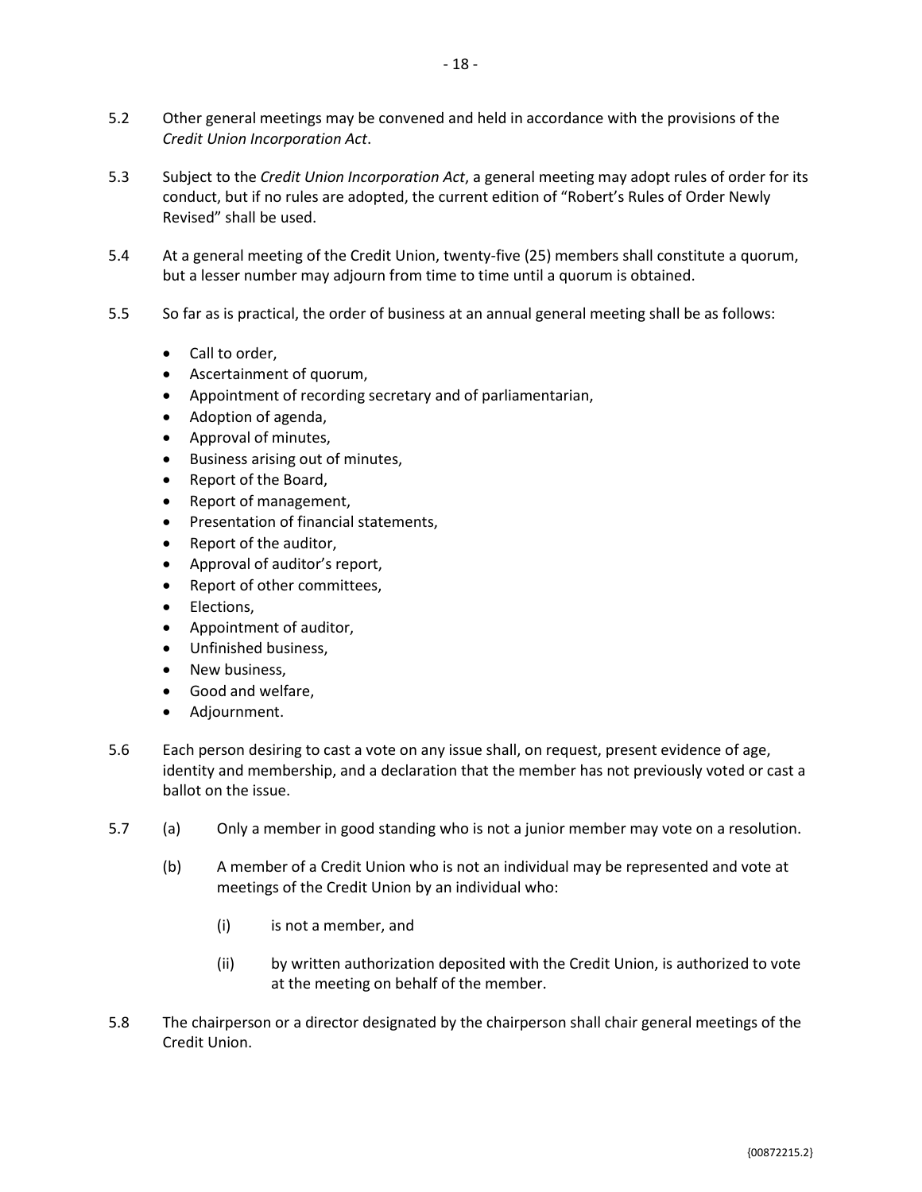5.2 Other general meetings may be convened and held in accordance with the provisions of the *Credit Union Incorporation Act*.

5.3 Subject to the *Credit Union Incorporation Act*, a general meeting may adopt rules of order for its conduct, but if no rules are adopted, the current edition of "Robert's Rules of Order Newly Revised" shall be used.

5.4 At a general meeting of the Credit Union, twenty-five (25) members shall constitute a quorum, but a lesser number may adjourn from time to time until a quorum is obtained.

5.5 So far as is practical, the order of business at an annual general meeting shall be as follows:

- Call to order,
- Ascertainment of quorum,
- Appointment of recording secretary and of parliamentarian,
- Adoption of agenda,
- Approval of minutes,
- Business arising out of minutes,
- Report of the Board,
- Report of management,
- Presentation of financial statements,
- Report of the auditor,
- Approval of auditor's report,
- Report of other committees,
- Elections,
- Appointment of auditor,
- Unfinished business,
- New business,
- Good and welfare,
- Adjournment.

5.6 Each person desiring to cast a vote on any issue shall, on request, present evidence of age, identity and membership, and a declaration that the member has not previously voted or cast a ballot on the issue.

5.7 (a) Only a member in good standing who is not a junior member may vote on a resolution.

(b) A member of a Credit Union who is not an individual may be represented and vote at meetings of the Credit Union by an individual who:

(i) is not a member, and

(ii) by written authorization deposited with the Credit Union, is authorized to vote at the meeting on behalf of the member.

5.8 The chairperson or a director designated by the chairperson shall chair general meetings of the Credit Union.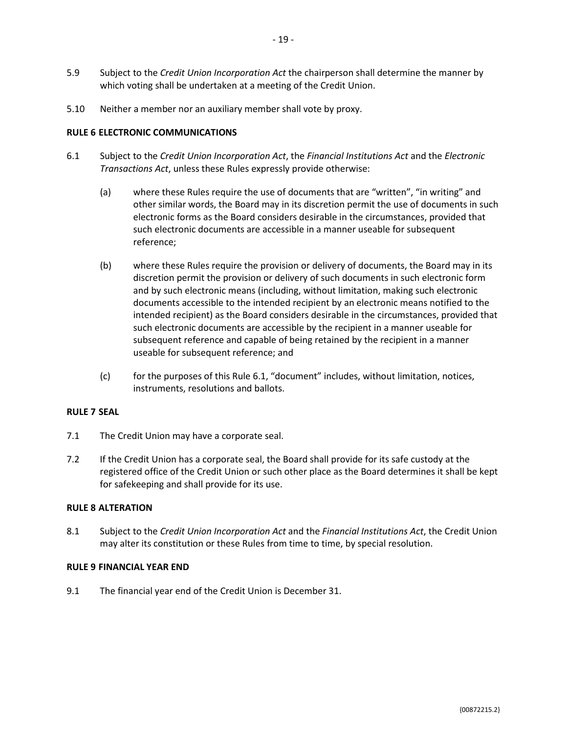5.9 Subject to the *Credit Union Incorporation Act* the chairperson shall determine the manner by which voting shall be undertaken at a meeting of the Credit Union.

5.10 Neither a member nor an auxiliary member shall vote by proxy.

**RULE 6 ELECTRONIC COMMUNICATIONS**

6.1 Subject to the *Credit Union Incorporation Act*, the *Financial Institutions Act* and the *Electronic Transactions Act*, unless these Rules expressly provide otherwise:

(a) where these Rules require the use of documents that are "written", "in writing" and other similar words, the Board may in its discretion permit the use of documents in such electronic forms as the Board considers desirable in the circumstances, provided that such electronic documents are accessible in a manner useable for subsequent reference;

(b) where these Rules require the provision or delivery of documents, the Board may in its discretion permit the provision or delivery of such documents in such electronic form and by such electronic means (including, without limitation, making such electronic documents accessible to the intended recipient by an electronic means notified to the intended recipient) as the Board considers desirable in the circumstances, provided that such electronic documents are accessible by the recipient in a manner useable for subsequent reference and capable of being retained by the recipient in a manner useable for subsequent reference; and

(c) for the purposes of this Rule 6.1, "document" includes, without limitation, notices, instruments, resolutions and ballots.

**RULE 7 SEAL**

7.1 The Credit Union may have a corporate seal.

7.2 If the Credit Union has a corporate seal, the Board shall provide for its safe custody at the registered office of the Credit Union or such other place as the Board determines it shall be kept for safekeeping and shall provide for its use.

**RULE 8 ALTERATION**

8.1 Subject to the *Credit Union Incorporation Act* and the *Financial Institutions Act*, the Credit Union may alter its constitution or these Rules from time to time, by special resolution.

**RULE 9 FINANCIAL YEAR END**

9.1 The financial year end of the Credit Union is December 31.